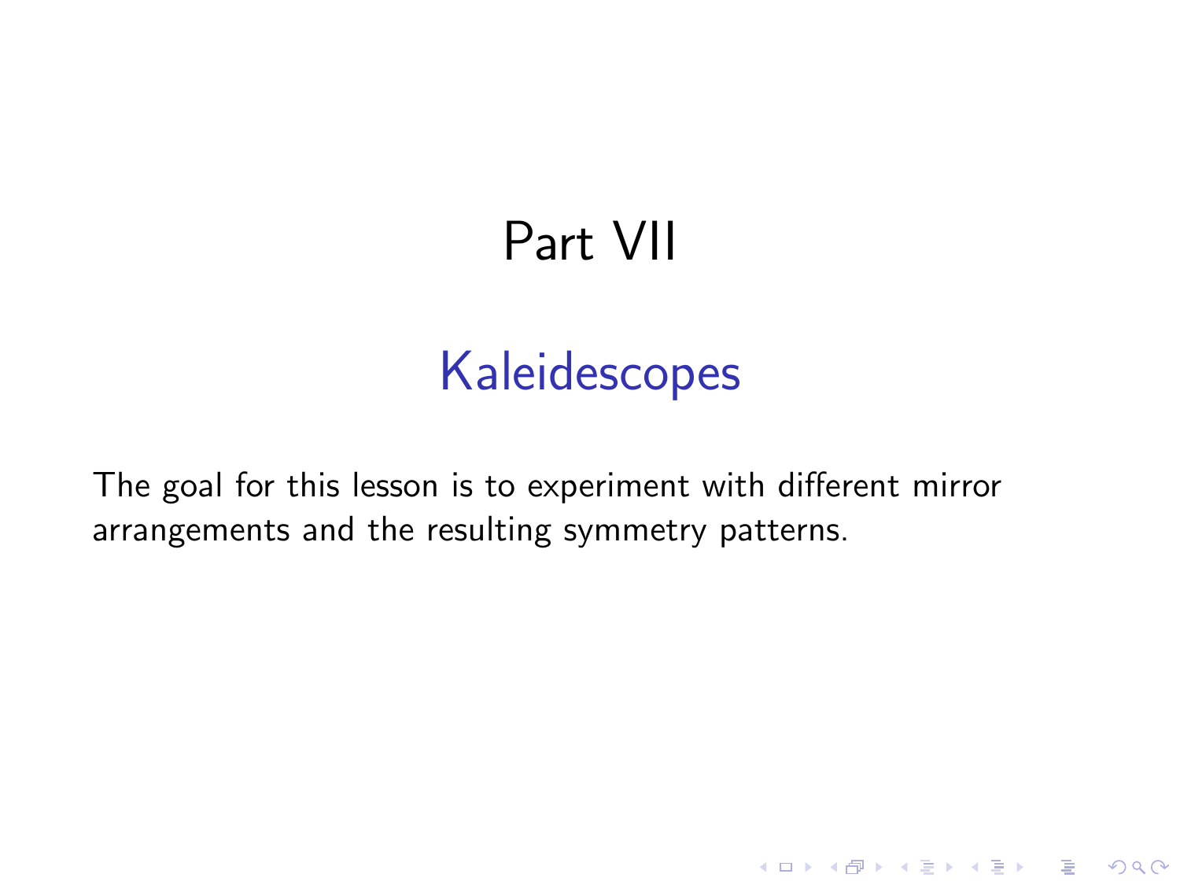# Part VII

## Kaleidescopes

The goal for this lesson is to experiment with different mirror arrangements and the resulting symmetry patterns.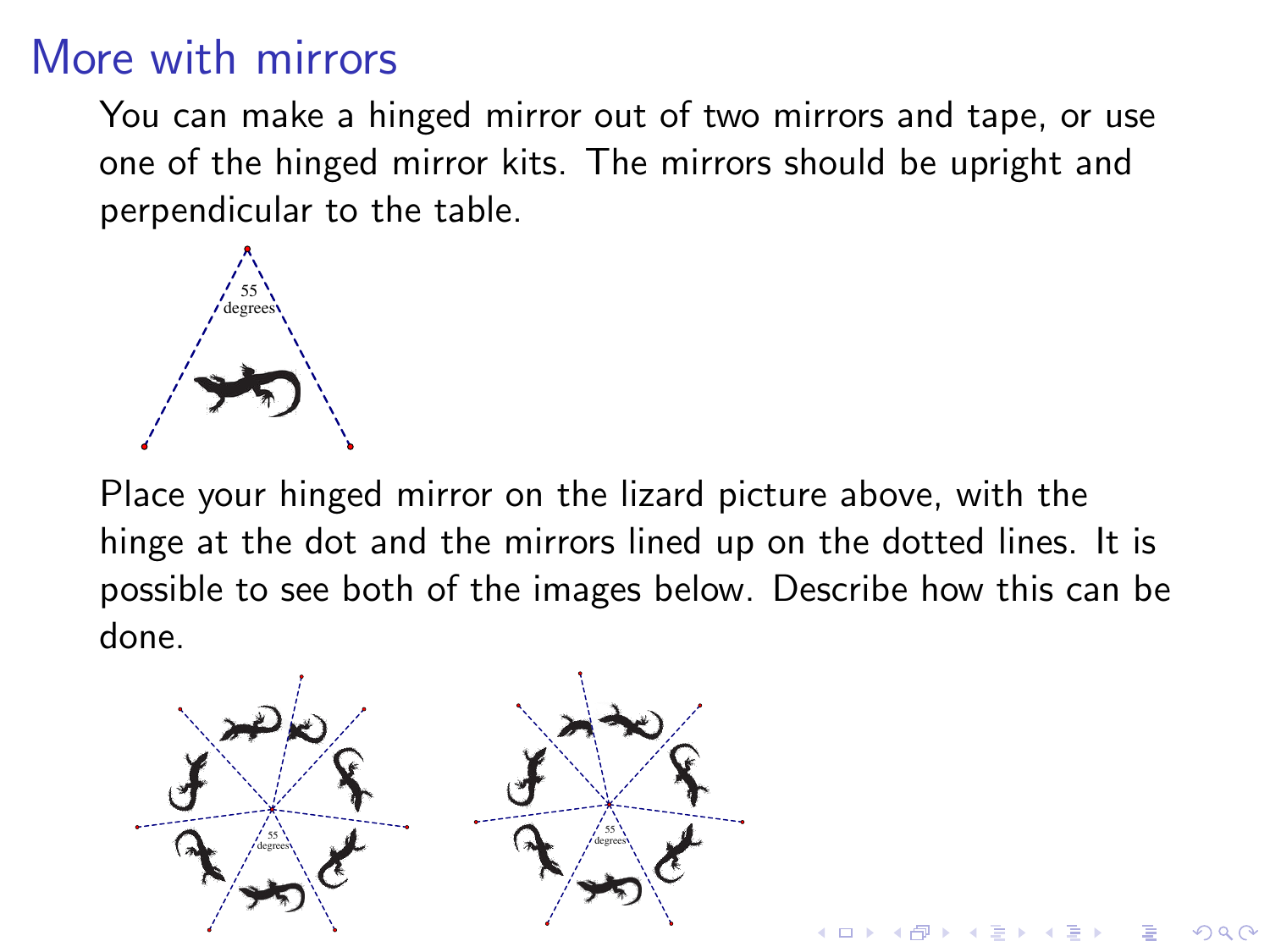# More with mirrors

You can make a hinged mirror out of two mirrors and tape, or use one of the hinged mirror kits. The mirrors should be upright and perpendicular to the table.

Place your hinged mirror on the lizard picture above, with the hinge at the dot and the mirrors lined up on the dotted lines. It is possible to see both of the images below. Describe how this can be done.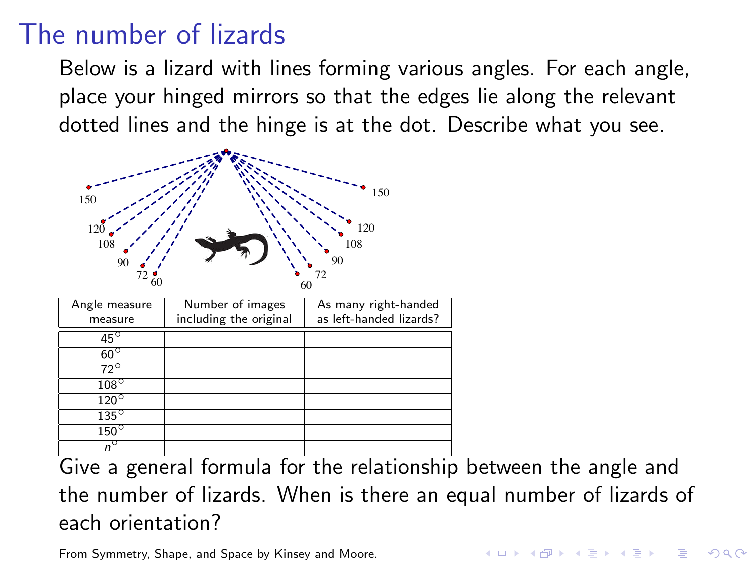# The number of lizards

Below is a lizard with lines forming various angles. For each angle, place your hinged mirrors so that the edges lie along the relevant dotted lines and the hinge is at the dot. Describe what you see.

| Angle measure measure | Number of images including the original | As many right-handed as left-handed lizards? |
|---|---|---|
| $45^\circ$ | | |
| $60^\circ$ | | |
| $72^\circ$ | | |
| $108^\circ$ | | |
| $120^\circ$ | | |
| $135^\circ$ | | |
| $150^\circ$ | | |
| $n^\circ$ | | |

Give a general formula for the relationship between the angle and the number of lizards. When is there an equal number of lizards of each orientation?

From Symmetry, Shape, and Space by Kinsey and Moore.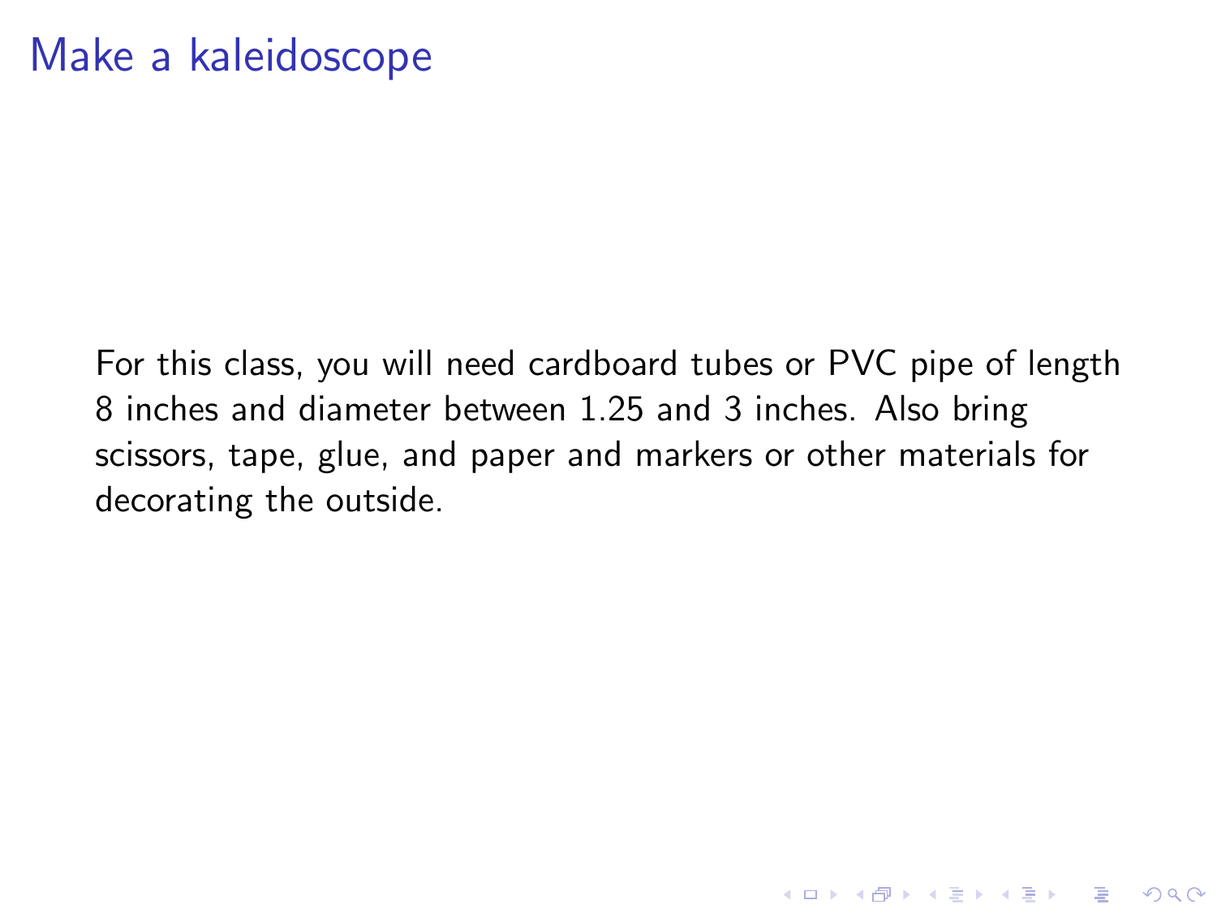# Make a kaleidoscope

For this class, you will need cardboard tubes or PVC pipe of length 8 inches and diameter between 1.25 and 3 inches. Also bring scissors, tape, glue, and paper and markers or other materials for decorating the outside.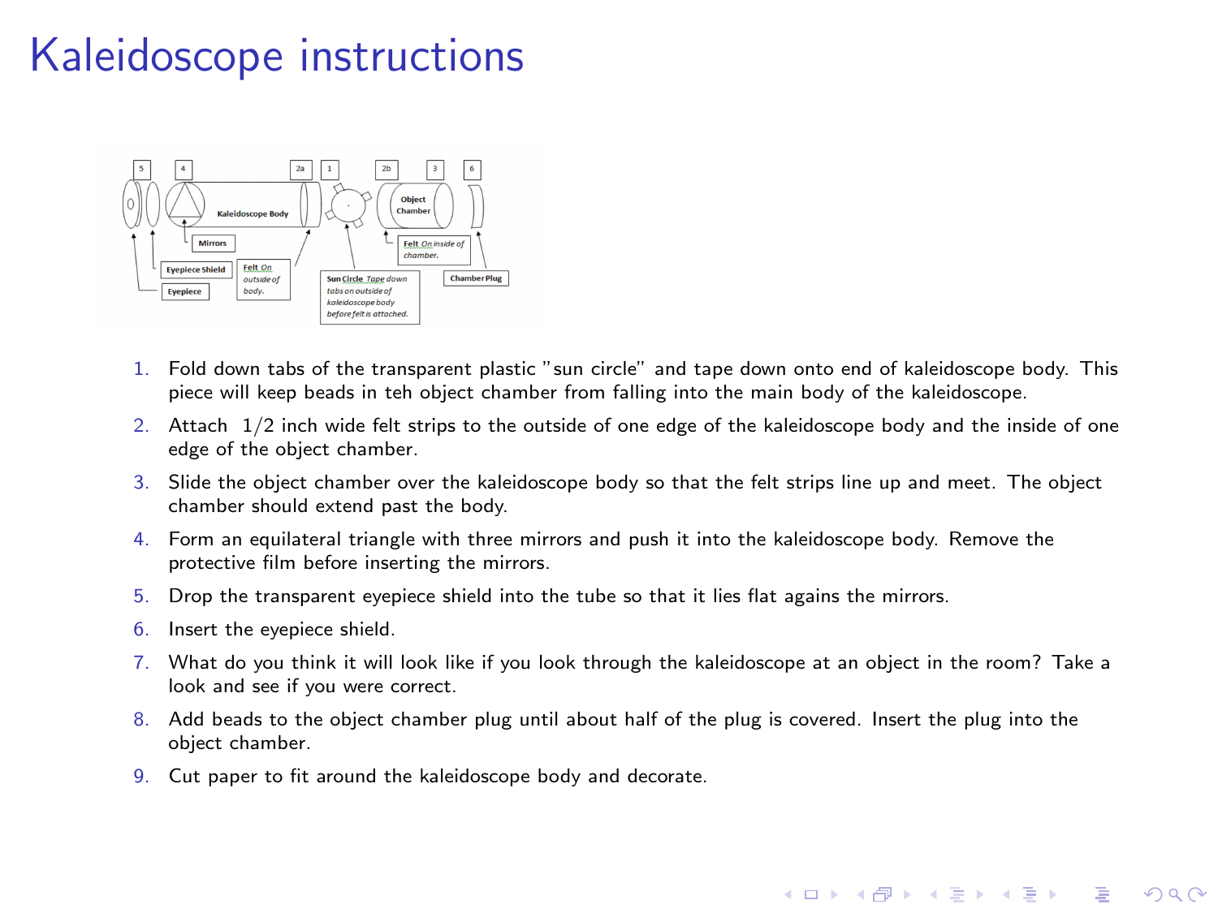# Kaleidoscope instructions

1. Fold down tabs of the transparent plastic "sun circle" and tape down onto end of kaleidoscope body. This piece will keep beads in teh object chamber from falling into the main body of the kaleidoscope.
2. Attach 1/2 inch wide felt strips to the outside of one edge of the kaleidoscope body and the inside of one edge of the object chamber.
3. Slide the object chamber over the kaleidoscope body so that the felt strips line up and meet. The object chamber should extend past the body.
4. Form an equilateral triangle with three mirrors and push it into the kaleidoscope body. Remove the protective film before inserting the mirrors.
5. Drop the transparent eyepiece shield into the tube so that it lies flat agains the mirrors.
6. Insert the eyepiece shield.
7. What do you think it will look like if you look through the kaleidoscope at an object in the room? Take a look and see if you were correct.
8. Add beads to the object chamber plug until about half of the plug is covered. Insert the plug into the object chamber.
9. Cut paper to fit around the kaleidoscope body and decorate.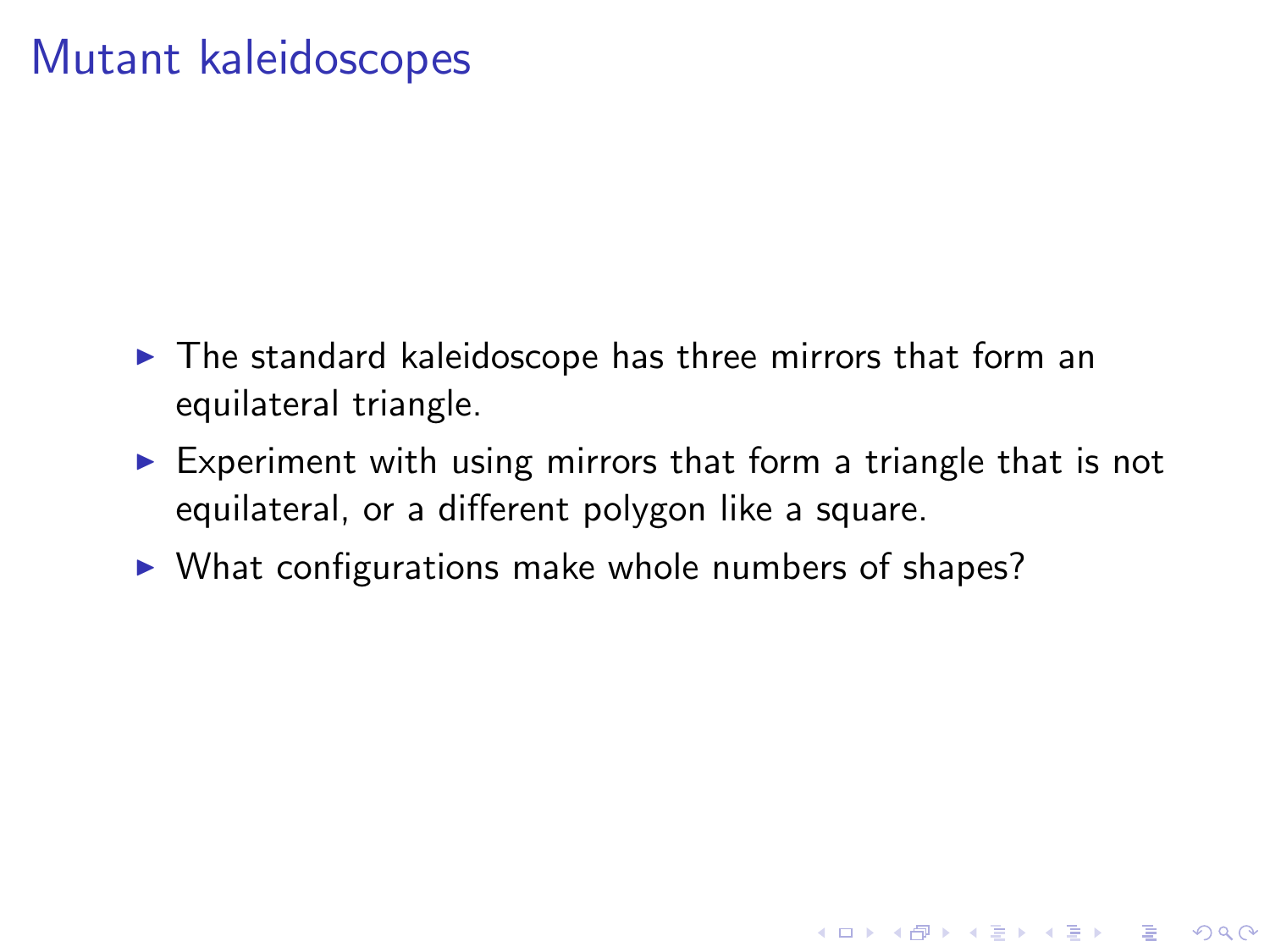# Mutant kaleidoscopes

- The standard kaleidoscope has three mirrors that form an equilateral triangle.
- Experiment with using mirrors that form a triangle that is not equilateral, or a different polygon like a square.
- What configurations make whole numbers of shapes?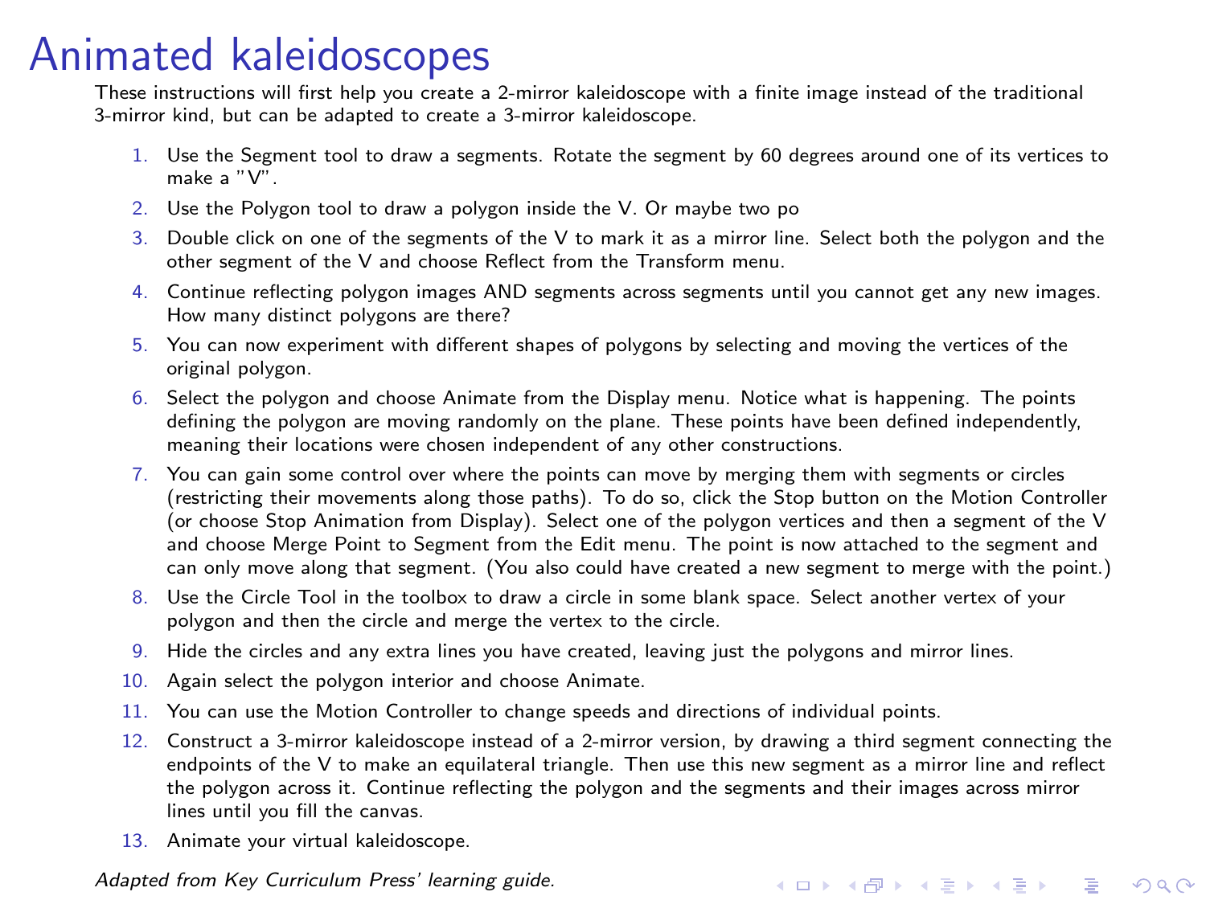# Animated kaleidoscopes

These instructions will first help you create a 2-mirror kaleidoscope with a finite image instead of the traditional 3-mirror kind, but can be adapted to create a 3-mirror kaleidoscope.

1. Use the Segment tool to draw a segments. Rotate the segment by 60 degrees around one of its vertices to make a "V".
2. Use the Polygon tool to draw a polygon inside the V. Or maybe two po
3. Double click on one of the segments of the V to mark it as a mirror line. Select both the polygon and the other segment of the V and choose Reflect from the Transform menu.
4. Continue reflecting polygon images AND segments across segments until you cannot get any new images. How many distinct polygons are there?
5. You can now experiment with different shapes of polygons by selecting and moving the vertices of the original polygon.
6. Select the polygon and choose Animate from the Display menu. Notice what is happening. The points defining the polygon are moving randomly on the plane. These points have been defined independently, meaning their locations were chosen independent of any other constructions.
7. You can gain some control over where the points can move by merging them with segments or circles (restricting their movements along those paths). To do so, click the Stop button on the Motion Controller (or choose Stop Animation from Display). Select one of the polygon vertices and then a segment of the V and choose Merge Point to Segment from the Edit menu. The point is now attached to the segment and can only move along that segment. (You also could have created a new segment to merge with the point.)
8. Use the Circle Tool in the toolbox to draw a circle in some blank space. Select another vertex of your polygon and then the circle and merge the vertex to the circle.
9. Hide the circles and any extra lines you have created, leaving just the polygons and mirror lines.
10. Again select the polygon interior and choose Animate.
11. You can use the Motion Controller to change speeds and directions of individual points.
12. Construct a 3-mirror kaleidoscope instead of a 2-mirror version, by drawing a third segment connecting the endpoints of the V to make an equilateral triangle. Then use this new segment as a mirror line and reflect the polygon across it. Continue reflecting the polygon and the segments and their images across mirror lines until you fill the canvas.
13. Animate your virtual kaleidoscope.

*Adapted from Key Curriculum Press' learning guide.*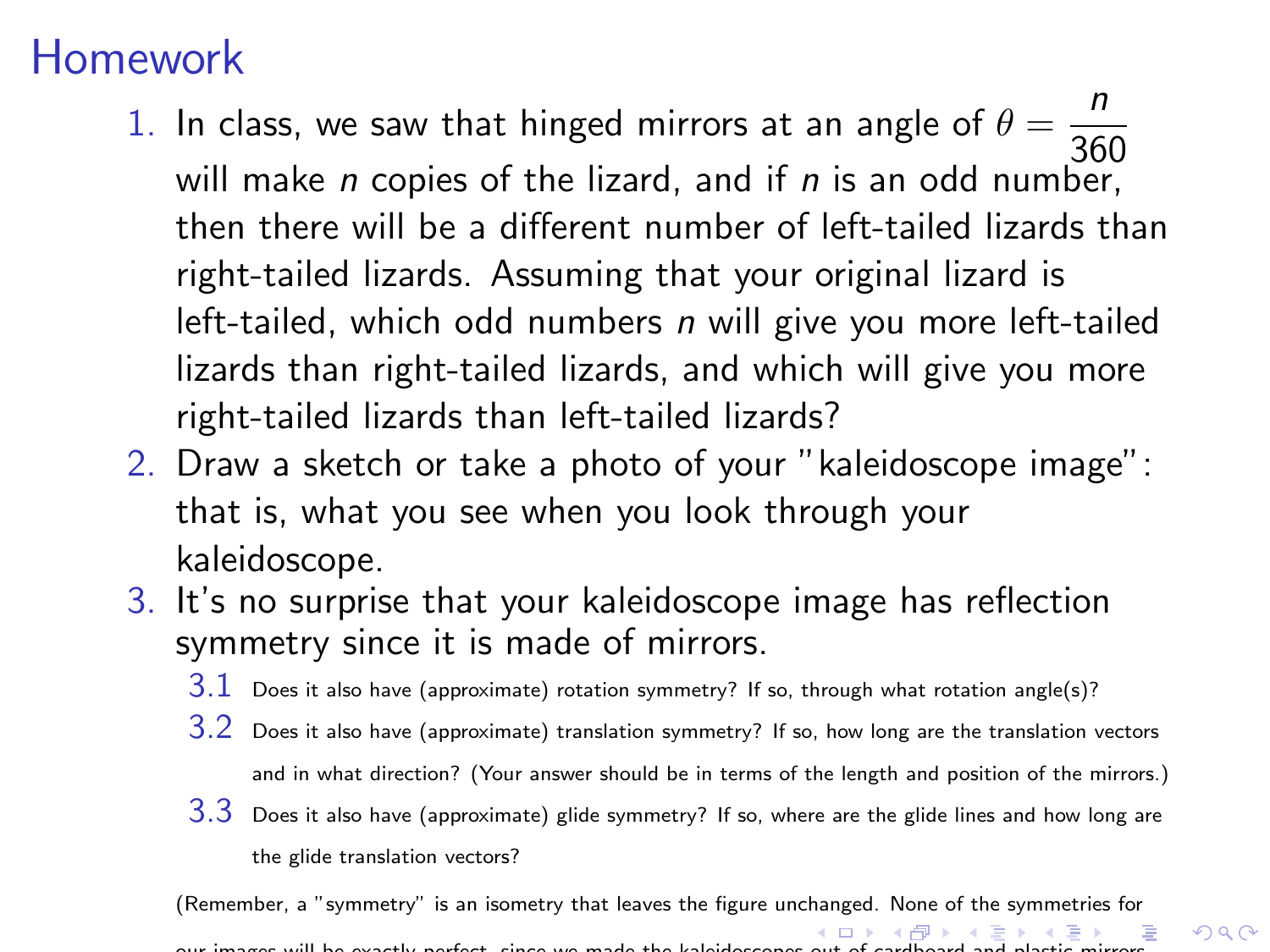# Homework

1. In class, we saw that hinged mirrors at an angle of $\theta = \frac{n}{360}$ will make $n$ copies of the lizard, and if $n$ is an odd number, then there will be a different number of left-tailed lizards than right-tailed lizards. Assuming that your original lizard is left-tailed, which odd numbers $n$ will give you more left-tailed lizards than right-tailed lizards, and which will give you more right-tailed lizards than left-tailed lizards?
2. Draw a sketch or take a photo of your "kaleidoscope image": that is, what you see when you look through your kaleidoscope.
3. It's no surprise that your kaleidoscope image has reflection symmetry since it is made of mirrors.
   - 3.1 Does it also have (approximate) rotation symmetry? If so, through what rotation angle(s)?
   - 3.2 Does it also have (approximate) translation symmetry? If so, how long are the translation vectors and in what direction? (Your answer should be in terms of the length and position of the mirrors.)
   - 3.3 Does it also have (approximate) glide symmetry? If so, where are the glide lines and how long are the glide translation vectors?

(Remember, a "symmetry" is an isometry that leaves the figure unchanged. None of the symmetries for our images will be exactly perfect, since we made the kaleidoscopes out of cardboard and plastic mirrors